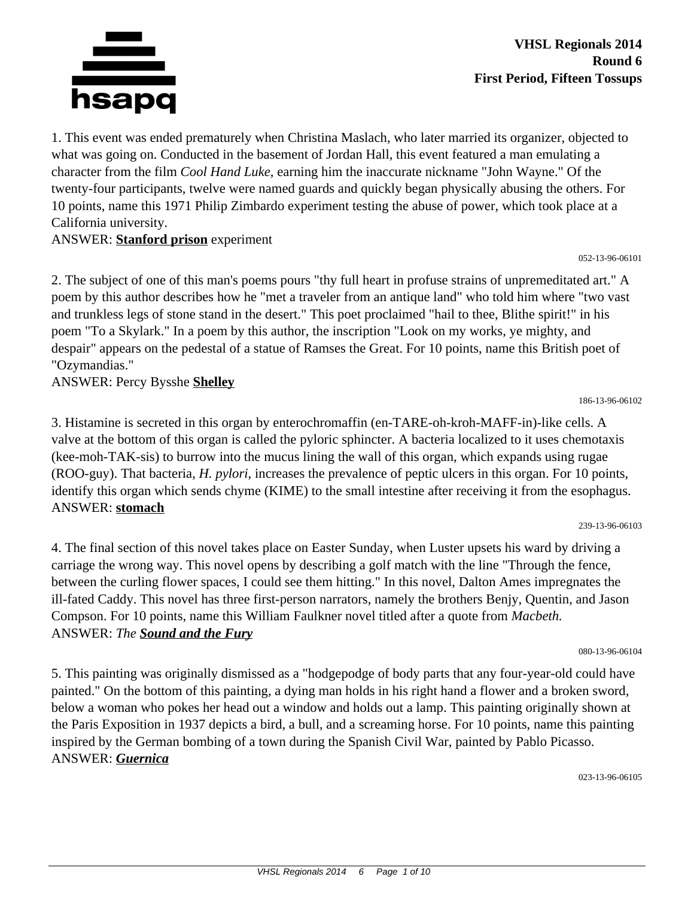**VHSL Regionals 2014**
**Round 6**
**First Period, Fifteen Tossups**

1. This event was ended prematurely when Christina Maslach, who later married its organizer, objected to what was going on. Conducted in the basement of Jordan Hall, this event featured a man emulating a character from the film *Cool Hand Luke*, earning him the inaccurate nickname "John Wayne." Of the twenty-four participants, twelve were named guards and quickly began physically abusing the others. For 10 points, name this 1971 Philip Zimbardo experiment testing the abuse of power, which took place at a California university.
ANSWER: **Stanford prison** experiment

052-13-96-06101

2. The subject of one of this man's poems pours "thy full heart in profuse strains of unpremeditated art." A poem by this author describes how he "met a traveler from an antique land" who told him where "two vast and trunkless legs of stone stand in the desert." This poet proclaimed "hail to thee, Blithe spirit!" in his poem "To a Skylark." In a poem by this author, the inscription "Look on my works, ye mighty, and despair" appears on the pedestal of a statue of Ramses the Great. For 10 points, name this British poet of "Ozymandias."
ANSWER: Percy Bysshe **Shelley**

186-13-96-06102

3. Histamine is secreted in this organ by enterochromaffin (en-TARE-oh-kroh-MAFF-in)-like cells. A valve at the bottom of this organ is called the pyloric sphincter. A bacteria localized to it uses chemotaxis (kee-moh-TAK-sis) to burrow into the mucus lining the wall of this organ, which expands using rugae (ROO-guy). That bacteria, *H. pylori*, increases the prevalence of peptic ulcers in this organ. For 10 points, identify this organ which sends chyme (KIME) to the small intestine after receiving it from the esophagus.
ANSWER: **stomach**

239-13-96-06103

4. The final section of this novel takes place on Easter Sunday, when Luster upsets his ward by driving a carriage the wrong way. This novel opens by describing a golf match with the line "Through the fence, between the curling flower spaces, I could see them hitting." In this novel, Dalton Ames impregnates the ill-fated Caddy. This novel has three first-person narrators, namely the brothers Benjy, Quentin, and Jason Compson. For 10 points, name this William Faulkner novel titled after a quote from *Macbeth.*
ANSWER: *The* ***Sound and the Fury***

080-13-96-06104

5. This painting was originally dismissed as a "hodgepodge of body parts that any four-year-old could have painted." On the bottom of this painting, a dying man holds in his right hand a flower and a broken sword, below a woman who pokes her head out a window and holds out a lamp. This painting originally shown at the Paris Exposition in 1937 depicts a bird, a bull, and a screaming horse. For 10 points, name this painting inspired by the German bombing of a town during the Spanish Civil War, painted by Pablo Picasso.
ANSWER: ***Guernica***

023-13-96-06105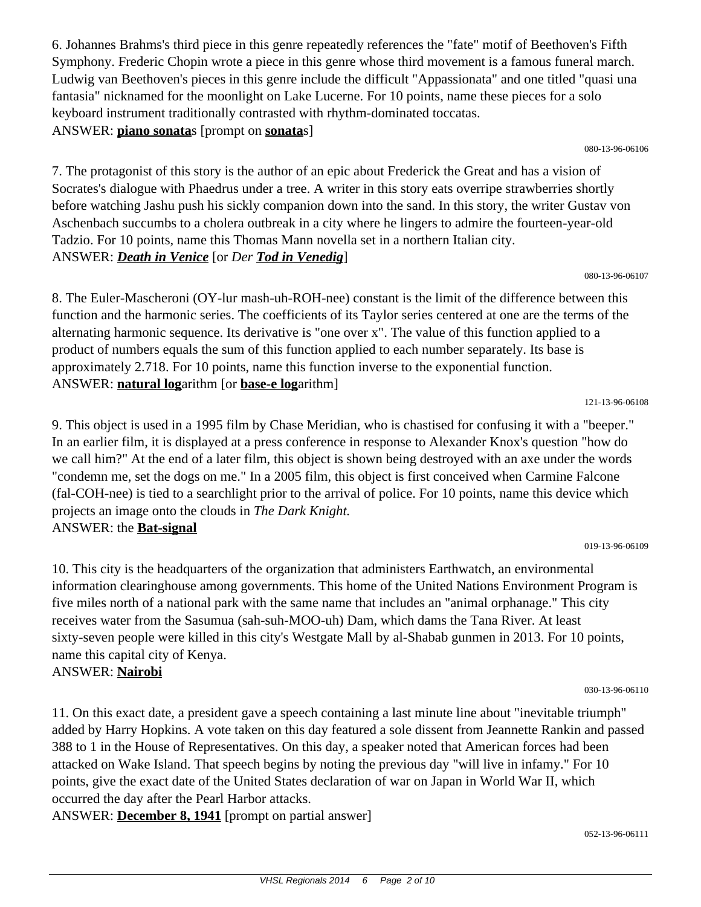6. Johannes Brahms's third piece in this genre repeatedly references the "fate" motif of Beethoven's Fifth Symphony. Frederic Chopin wrote a piece in this genre whose third movement is a famous funeral march. Ludwig van Beethoven's pieces in this genre include the difficult "Appassionata" and one titled "quasi una fantasia" nicknamed for the moonlight on Lake Lucerne. For 10 points, name these pieces for a solo keyboard instrument traditionally contrasted with rhythm-dominated toccatas.
ANSWER: **piano sonata**s [prompt on **sonata**s]

080-13-96-06106

7. The protagonist of this story is the author of an epic about Frederick the Great and has a vision of Socrates's dialogue with Phaedrus under a tree. A writer in this story eats overripe strawberries shortly before watching Jashu push his sickly companion down into the sand. In this story, the writer Gustav von Aschenbach succumbs to a cholera outbreak in a city where he lingers to admire the fourteen-year-old Tadzio. For 10 points, name this Thomas Mann novella set in a northern Italian city.
ANSWER: ***Death in Venice*** [or *Der* ***Tod in Venedig***]

080-13-96-06107

8. The Euler-Mascheroni (OY-lur mash-uh-ROH-nee) constant is the limit of the difference between this function and the harmonic series. The coefficients of its Taylor series centered at one are the terms of the alternating harmonic sequence. Its derivative is "one over x". The value of this function applied to a product of numbers equals the sum of this function applied to each number separately. Its base is approximately 2.718. For 10 points, name this function inverse to the exponential function.
ANSWER: **natural log**arithm [or **base-e log**arithm]

121-13-96-06108

9. This object is used in a 1995 film by Chase Meridian, who is chastised for confusing it with a "beeper." In an earlier film, it is displayed at a press conference in response to Alexander Knox's question "how do we call him?" At the end of a later film, this object is shown being destroyed with an axe under the words "condemn me, set the dogs on me." In a 2005 film, this object is first conceived when Carmine Falcone (fal-COH-nee) is tied to a searchlight prior to the arrival of police. For 10 points, name this device which projects an image onto the clouds in *The Dark Knight.*
ANSWER: the **Bat-signal**

019-13-96-06109

10. This city is the headquarters of the organization that administers Earthwatch, an environmental information clearinghouse among governments. This home of the United Nations Environment Program is five miles north of a national park with the same name that includes an "animal orphanage." This city receives water from the Sasumua (sah-suh-MOO-uh) Dam, which dams the Tana River. At least sixty-seven people were killed in this city's Westgate Mall by al-Shabab gunmen in 2013. For 10 points, name this capital city of Kenya.
ANSWER: **Nairobi**

030-13-96-06110

11. On this exact date, a president gave a speech containing a last minute line about "inevitable triumph" added by Harry Hopkins. A vote taken on this day featured a sole dissent from Jeannette Rankin and passed 388 to 1 in the House of Representatives. On this day, a speaker noted that American forces had been attacked on Wake Island. That speech begins by noting the previous day "will live in infamy." For 10 points, give the exact date of the United States declaration of war on Japan in World War II, which occurred the day after the Pearl Harbor attacks.
ANSWER: **December 8, 1941** [prompt on partial answer]

052-13-96-06111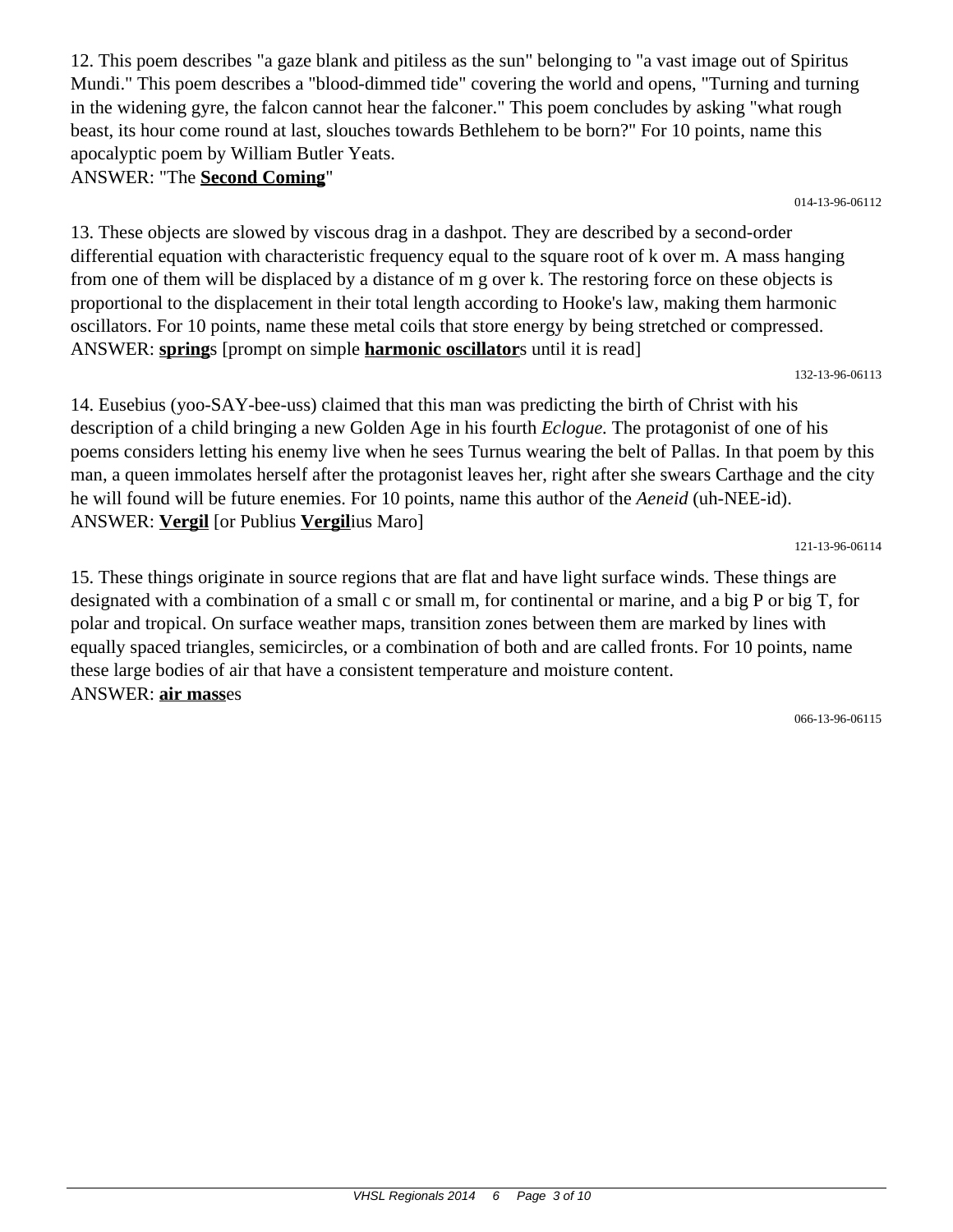12. This poem describes "a gaze blank and pitiless as the sun" belonging to "a vast image out of Spiritus Mundi." This poem describes a "blood-dimmed tide" covering the world and opens, "Turning and turning in the widening gyre, the falcon cannot hear the falconer." This poem concludes by asking "what rough beast, its hour come round at last, slouches towards Bethlehem to be born?" For 10 points, name this apocalyptic poem by William Butler Yeats.
ANSWER: "The **Second Coming**"

014-13-96-06112

13. These objects are slowed by viscous drag in a dashpot. They are described by a second-order differential equation with characteristic frequency equal to the square root of k over m. A mass hanging from one of them will be displaced by a distance of m g over k. The restoring force on these objects is proportional to the displacement in their total length according to Hooke's law, making them harmonic oscillators. For 10 points, name these metal coils that store energy by being stretched or compressed.
ANSWER: **spring**s [prompt on simple **harmonic oscillator**s until it is read]

132-13-96-06113

14. Eusebius (yoo-SAY-bee-uss) claimed that this man was predicting the birth of Christ with his description of a child bringing a new Golden Age in his fourth *Eclogue.* The protagonist of one of his poems considers letting his enemy live when he sees Turnus wearing the belt of Pallas. In that poem by this man, a queen immolates herself after the protagonist leaves her, right after she swears Carthage and the city he will found will be future enemies. For 10 points, name this author of the *Aeneid* (uh-NEE-id).
ANSWER: **Vergil** [or Publius **Vergil**ius Maro]

121-13-96-06114

15. These things originate in source regions that are flat and have light surface winds. These things are designated with a combination of a small c or small m, for continental or marine, and a big P or big T, for polar and tropical. On surface weather maps, transition zones between them are marked by lines with equally spaced triangles, semicircles, or a combination of both and are called fronts. For 10 points, name these large bodies of air that have a consistent temperature and moisture content.
ANSWER: **air mass**es

066-13-96-06115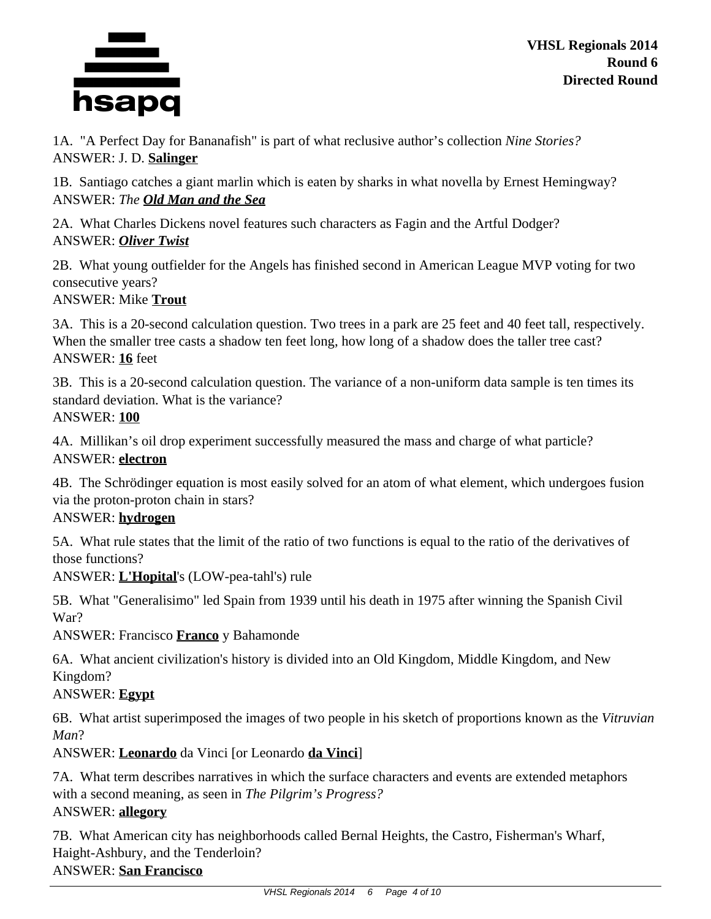VHSL Regionals 2014
Round 6
Directed Round

1A. "A Perfect Day for Bananafish" is part of what reclusive author's collection *Nine Stories?*
ANSWER: J. D. **Salinger**

1B. Santiago catches a giant marlin which is eaten by sharks in what novella by Ernest Hemingway?
ANSWER: *The **Old Man and the Sea***

2A. What Charles Dickens novel features such characters as Fagin and the Artful Dodger?
ANSWER: ***Oliver Twist***

2B. What young outfielder for the Angels has finished second in American League MVP voting for two consecutive years?
ANSWER: Mike **Trout**

3A. This is a 20-second calculation question. Two trees in a park are 25 feet and 40 feet tall, respectively. When the smaller tree casts a shadow ten feet long, how long of a shadow does the taller tree cast?
ANSWER: **16** feet

3B. This is a 20-second calculation question. The variance of a non-uniform data sample is ten times its standard deviation. What is the variance?
ANSWER: **100**

4A. Millikan's oil drop experiment successfully measured the mass and charge of what particle?
ANSWER: **electron**

4B. The Schrödinger equation is most easily solved for an atom of what element, which undergoes fusion via the proton-proton chain in stars?
ANSWER: **hydrogen**

5A. What rule states that the limit of the ratio of two functions is equal to the ratio of the derivatives of those functions?
ANSWER: **L'Hopital**'s (LOW-pea-tahl's) rule

5B. What "Generalisimo" led Spain from 1939 until his death in 1975 after winning the Spanish Civil War?
ANSWER: Francisco **Franco** y Bahamonde

6A. What ancient civilization's history is divided into an Old Kingdom, Middle Kingdom, and New Kingdom?
ANSWER: **Egypt**

6B. What artist superimposed the images of two people in his sketch of proportions known as the *Vitruvian Man*?
ANSWER: **Leonardo** da Vinci [or Leonardo **da Vinci**]

7A. What term describes narratives in which the surface characters and events are extended metaphors with a second meaning, as seen in *The Pilgrim's Progress?*
ANSWER: **allegory**

7B. What American city has neighborhoods called Bernal Heights, the Castro, Fisherman's Wharf, Haight-Ashbury, and the Tenderloin?
ANSWER: **San Francisco**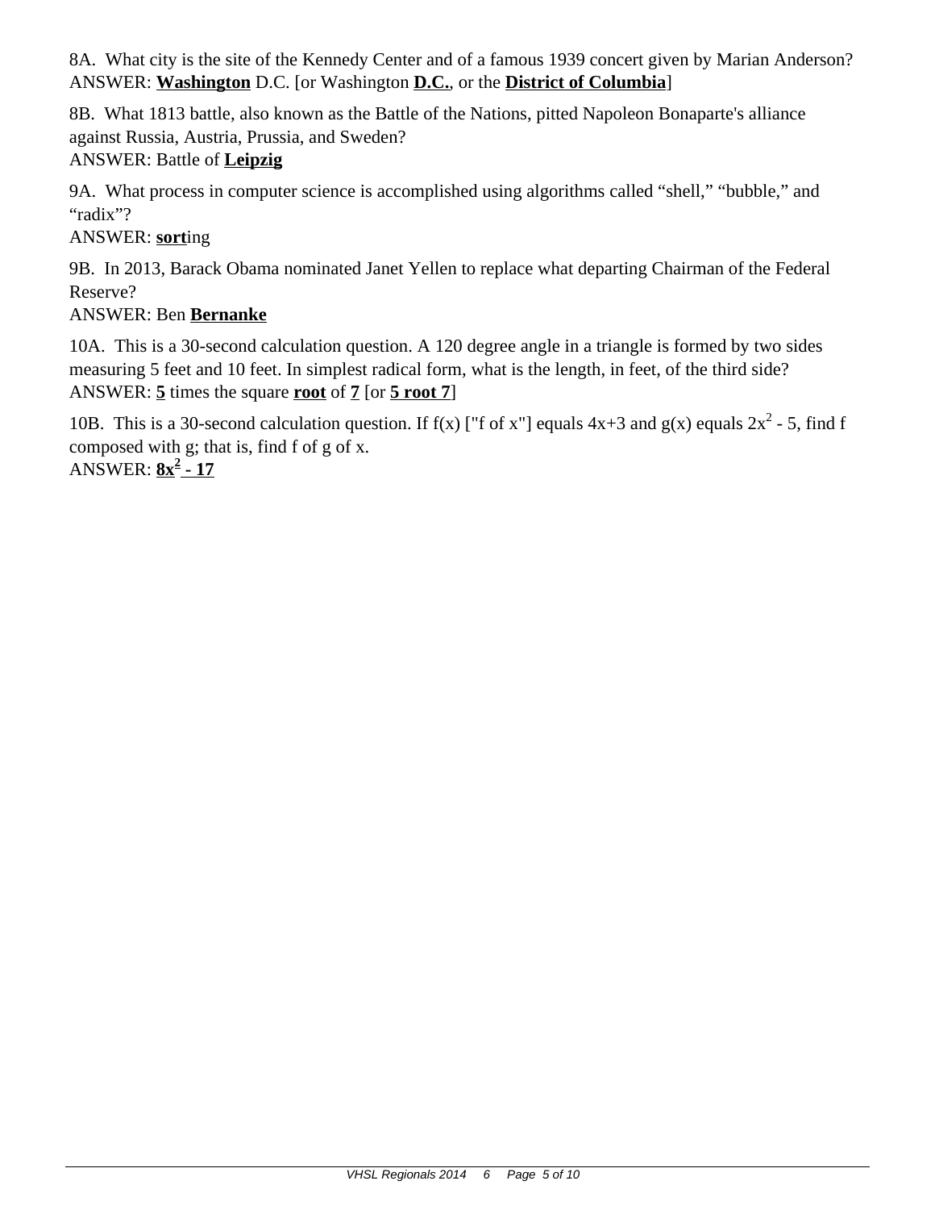8A. What city is the site of the Kennedy Center and of a famous 1939 concert given by Marian Anderson?
ANSWER: **Washington** D.C. [or Washington **D.C.**, or the **District of Columbia**]

8B. What 1813 battle, also known as the Battle of the Nations, pitted Napoleon Bonaparte's alliance against Russia, Austria, Prussia, and Sweden?
ANSWER: Battle of **Leipzig**

9A. What process in computer science is accomplished using algorithms called "shell," "bubble," and "radix"?
ANSWER: **sort**ing

9B. In 2013, Barack Obama nominated Janet Yellen to replace what departing Chairman of the Federal Reserve?
ANSWER: Ben **Bernanke**

10A. This is a 30-second calculation question. A 120 degree angle in a triangle is formed by two sides measuring 5 feet and 10 feet. In simplest radical form, what is the length, in feet, of the third side?
ANSWER: **5** times the square **root** of **7** [or **5 root 7**]

10B. This is a 30-second calculation question. If f(x) ["f of x"] equals 4x+3 and g(x) equals $2x^2 - 5$, find f composed with g; that is, find f of g of x.
ANSWER: **$8x^2 - 17$**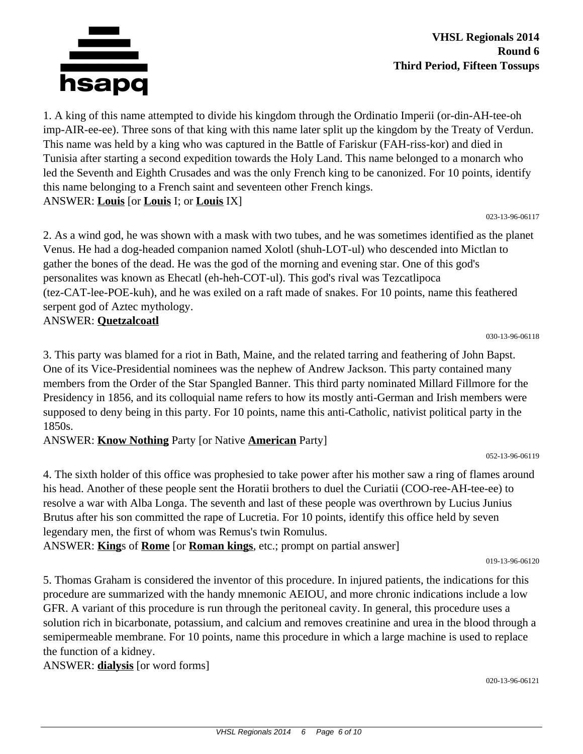**VHSL Regionals 2014**
**Round 6**
**Third Period, Fifteen Tossups**

1. A king of this name attempted to divide his kingdom through the Ordinatio Imperii (or-din-AH-tee-oh imp-AIR-ee-ee). Three sons of that king with this name later split up the kingdom by the Treaty of Verdun. This name was held by a king who was captured in the Battle of Fariskur (FAH-riss-kor) and died in Tunisia after starting a second expedition towards the Holy Land. This name belonged to a monarch who led the Seventh and Eighth Crusades and was the only French king to be canonized. For 10 points, identify this name belonging to a French saint and seventeen other French kings.
ANSWER: **Louis** [or **Louis** I; or **Louis** IX]

023-13-96-06117

2. As a wind god, he was shown with a mask with two tubes, and he was sometimes identified as the planet Venus. He had a dog-headed companion named Xolotl (shuh-LOT-ul) who descended into Mictlan to gather the bones of the dead. He was the god of the morning and evening star. One of this god's personalites was known as Ehecatl (eh-heh-COT-ul). This god's rival was Tezcatlipoca (tez-CAT-lee-POE-kuh), and he was exiled on a raft made of snakes. For 10 points, name this feathered serpent god of Aztec mythology.
ANSWER: **Quetzalcoatl**

030-13-96-06118

3. This party was blamed for a riot in Bath, Maine, and the related tarring and feathering of John Bapst. One of its Vice-Presidential nominees was the nephew of Andrew Jackson. This party contained many members from the Order of the Star Spangled Banner. This third party nominated Millard Fillmore for the Presidency in 1856, and its colloquial name refers to how its mostly anti-German and Irish members were supposed to deny being in this party. For 10 points, name this anti-Catholic, nativist political party in the 1850s.
ANSWER: **Know Nothing** Party [or Native **American** Party]

052-13-96-06119

4. The sixth holder of this office was prophesied to take power after his mother saw a ring of flames around his head. Another of these people sent the Horatii brothers to duel the Curiatii (COO-ree-AH-tee-ee) to resolve a war with Alba Longa. The seventh and last of these people was overthrown by Lucius Junius Brutus after his son committed the rape of Lucretia. For 10 points, identify this office held by seven legendary men, the first of whom was Remus's twin Romulus.
ANSWER: **King**s of **Rome** [or **Roman kings**, etc.; prompt on partial answer]

019-13-96-06120

5. Thomas Graham is considered the inventor of this procedure. In injured patients, the indications for this procedure are summarized with the handy mnemonic AEIOU, and more chronic indications include a low GFR. A variant of this procedure is run through the peritoneal cavity. In general, this procedure uses a solution rich in bicarbonate, potassium, and calcium and removes creatinine and urea in the blood through a semipermeable membrane. For 10 points, name this procedure in which a large machine is used to replace the function of a kidney.
ANSWER: **dialysis** [or word forms]

020-13-96-06121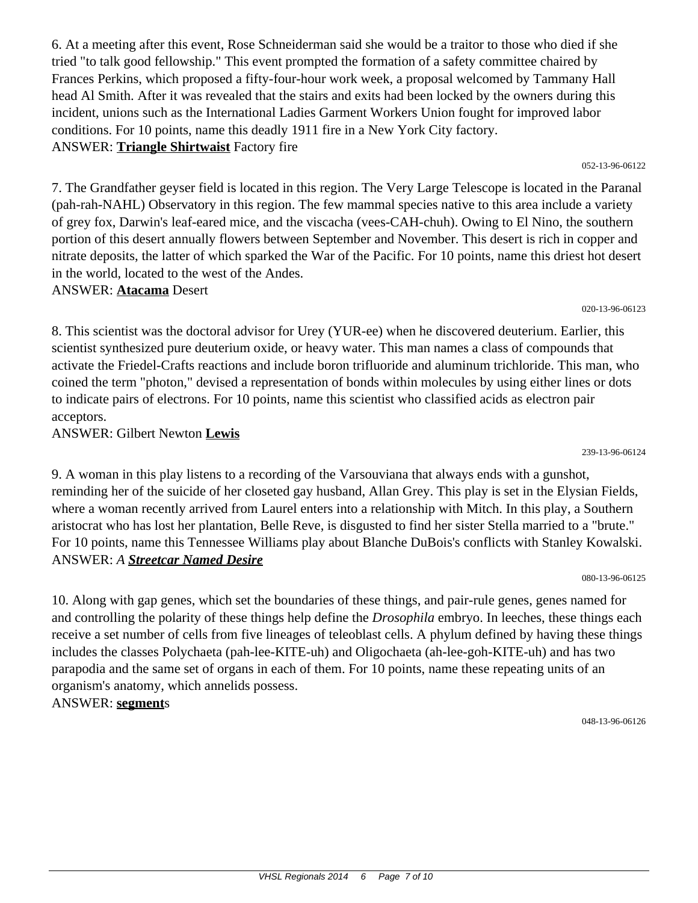6. At a meeting after this event, Rose Schneiderman said she would be a traitor to those who died if she tried "to talk good fellowship." This event prompted the formation of a safety committee chaired by Frances Perkins, which proposed a fifty-four-hour work week, a proposal welcomed by Tammany Hall head Al Smith. After it was revealed that the stairs and exits had been locked by the owners during this incident, unions such as the International Ladies Garment Workers Union fought for improved labor conditions. For 10 points, name this deadly 1911 fire in a New York City factory.
ANSWER: **Triangle Shirtwaist** Factory fire

052-13-96-06122

7. The Grandfather geyser field is located in this region. The Very Large Telescope is located in the Paranal (pah-rah-NAHL) Observatory in this region. The few mammal species native to this area include a variety of grey fox, Darwin's leaf-eared mice, and the viscacha (vees-CAH-chuh). Owing to El Nino, the southern portion of this desert annually flowers between September and November. This desert is rich in copper and nitrate deposits, the latter of which sparked the War of the Pacific. For 10 points, name this driest hot desert in the world, located to the west of the Andes.
ANSWER: **Atacama** Desert

020-13-96-06123

8. This scientist was the doctoral advisor for Urey (YUR-ee) when he discovered deuterium. Earlier, this scientist synthesized pure deuterium oxide, or heavy water. This man names a class of compounds that activate the Friedel-Crafts reactions and include boron trifluoride and aluminum trichloride. This man, who coined the term "photon," devised a representation of bonds within molecules by using either lines or dots to indicate pairs of electrons. For 10 points, name this scientist who classified acids as electron pair acceptors.
ANSWER: Gilbert Newton **Lewis**

239-13-96-06124

9. A woman in this play listens to a recording of the Varsouviana that always ends with a gunshot, reminding her of the suicide of her closeted gay husband, Allan Grey. This play is set in the Elysian Fields, where a woman recently arrived from Laurel enters into a relationship with Mitch. In this play, a Southern aristocrat who has lost her plantation, Belle Reve, is disgusted to find her sister Stella married to a "brute." For 10 points, name this Tennessee Williams play about Blanche DuBois's conflicts with Stanley Kowalski.
ANSWER: *A **Streetcar Named Desire***

080-13-96-06125

10. Along with gap genes, which set the boundaries of these things, and pair-rule genes, genes named for and controlling the polarity of these things help define the *Drosophila* embryo. In leeches, these things each receive a set number of cells from five lineages of teloblast cells. A phylum defined by having these things includes the classes Polychaeta (pah-lee-KITE-uh) and Oligochaeta (ah-lee-goh-KITE-uh) and has two parapodia and the same set of organs in each of them. For 10 points, name these repeating units of an organism's anatomy, which annelids possess.
ANSWER: **segment**s

048-13-96-06126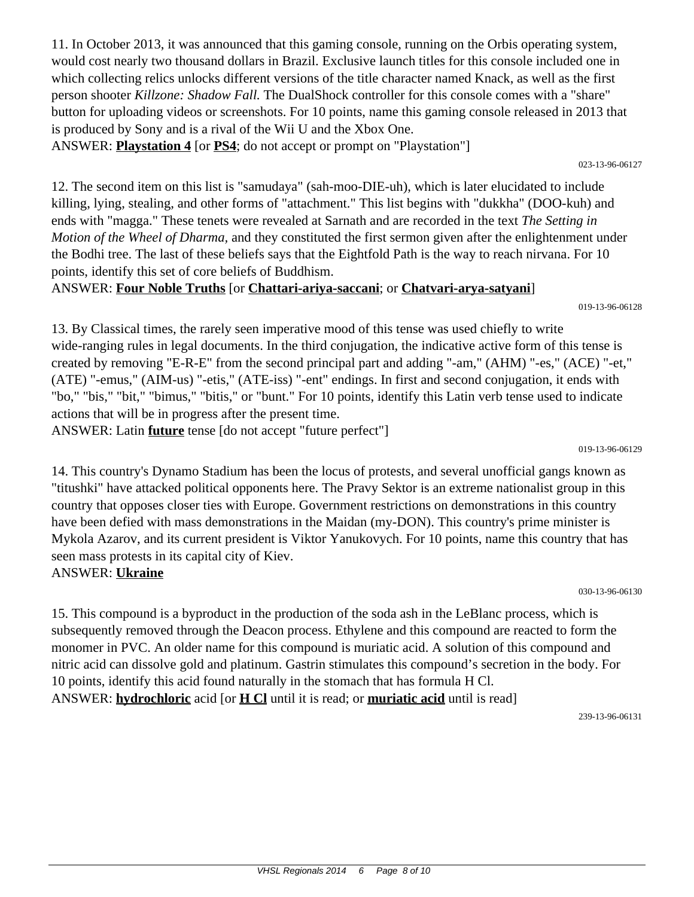11. In October 2013, it was announced that this gaming console, running on the Orbis operating system, would cost nearly two thousand dollars in Brazil. Exclusive launch titles for this console included one in which collecting relics unlocks different versions of the title character named Knack, as well as the first person shooter *Killzone: Shadow Fall.* The DualShock controller for this console comes with a "share" button for uploading videos or screenshots. For 10 points, name this gaming console released in 2013 that is produced by Sony and is a rival of the Wii U and the Xbox One.

ANSWER: **Playstation 4** [or **PS4**; do not accept or prompt on "Playstation"]

023-13-96-06127

12. The second item on this list is "samudaya" (sah-moo-DIE-uh), which is later elucidated to include killing, lying, stealing, and other forms of "attachment." This list begins with "dukkha" (DOO-kuh) and ends with "magga." These tenets were revealed at Sarnath and are recorded in the text *The Setting in Motion of the Wheel of Dharma,* and they constituted the first sermon given after the enlightenment under the Bodhi tree. The last of these beliefs says that the Eightfold Path is the way to reach nirvana. For 10 points, identify this set of core beliefs of Buddhism.

ANSWER: **Four Noble Truths** [or **Chattari-ariya-saccani**; or **Chatvari-arya-satyani**]

019-13-96-06128

13. By Classical times, the rarely seen imperative mood of this tense was used chiefly to write wide-ranging rules in legal documents. In the third conjugation, the indicative active form of this tense is created by removing "E-R-E" from the second principal part and adding "-am," (AHM) "-es," (ACE) "-et," (ATE) "-emus," (AIM-us) "-etis," (ATE-iss) "-ent" endings. In first and second conjugation, it ends with "bo," "bis," "bit," "bimus," "bitis," or "bunt." For 10 points, identify this Latin verb tense used to indicate actions that will be in progress after the present time.

ANSWER: Latin **future** tense [do not accept "future perfect"]

019-13-96-06129

14. This country's Dynamo Stadium has been the locus of protests, and several unofficial gangs known as "titushki" have attacked political opponents here. The Pravy Sektor is an extreme nationalist group in this country that opposes closer ties with Europe. Government restrictions on demonstrations in this country have been defied with mass demonstrations in the Maidan (my-DON). This country's prime minister is Mykola Azarov, and its current president is Viktor Yanukovych. For 10 points, name this country that has seen mass protests in its capital city of Kiev.

ANSWER: **Ukraine**

030-13-96-06130

15. This compound is a byproduct in the production of the soda ash in the LeBlanc process, which is subsequently removed through the Deacon process. Ethylene and this compound are reacted to form the monomer in PVC. An older name for this compound is muriatic acid. A solution of this compound and nitric acid can dissolve gold and platinum. Gastrin stimulates this compound's secretion in the body. For 10 points, identify this acid found naturally in the stomach that has formula H Cl.

ANSWER: **hydrochloric** acid [or **H Cl** until it is read; or **muriatic acid** until is read]

239-13-96-06131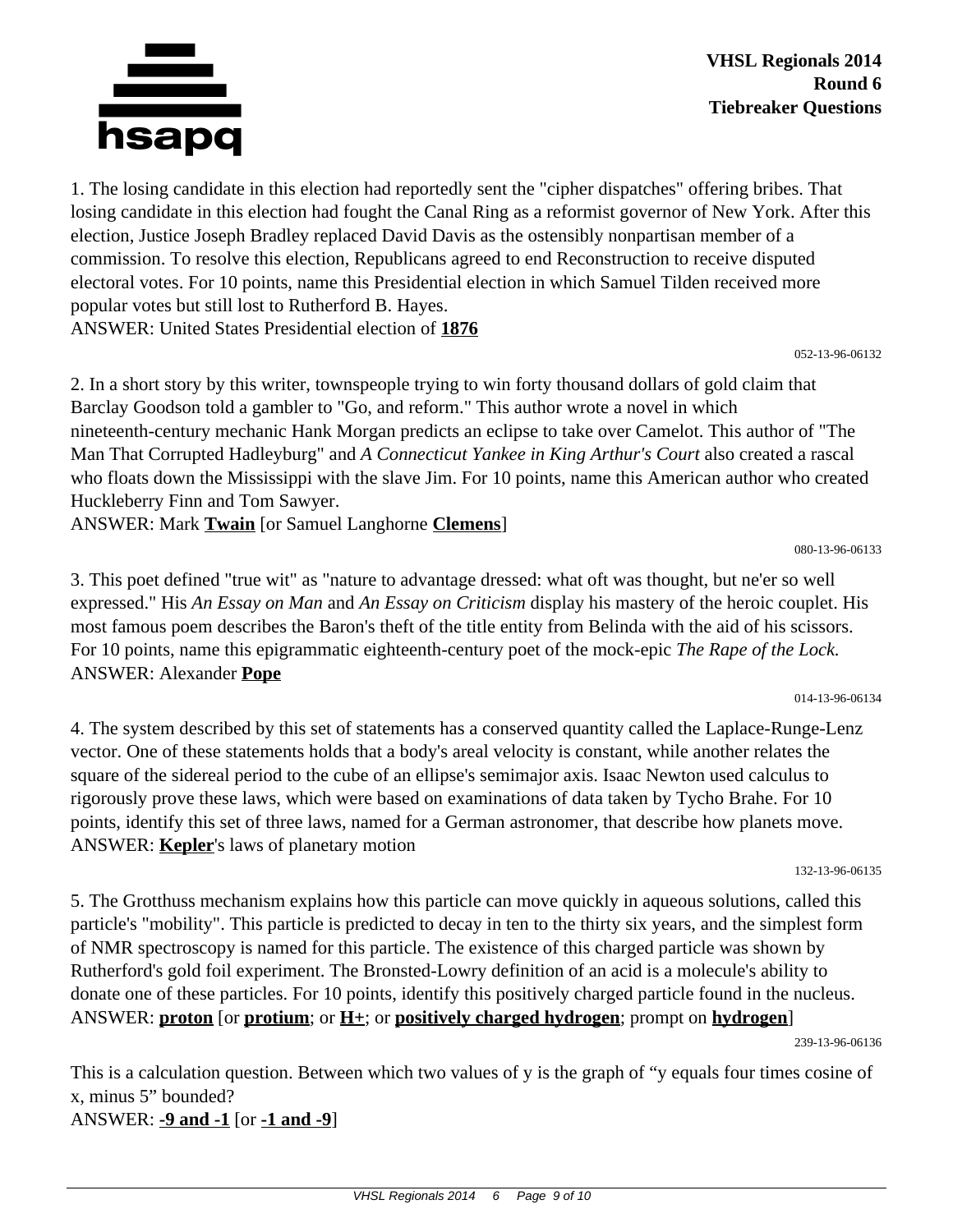**VHSL Regionals 2014**
**Round 6**
**Tiebreaker Questions**

1. The losing candidate in this election had reportedly sent the "cipher dispatches" offering bribes. That losing candidate in this election had fought the Canal Ring as a reformist governor of New York. After this election, Justice Joseph Bradley replaced David Davis as the ostensibly nonpartisan member of a commission. To resolve this election, Republicans agreed to end Reconstruction to receive disputed electoral votes. For 10 points, name this Presidential election in which Samuel Tilden received more popular votes but still lost to Rutherford B. Hayes.
ANSWER: United States Presidential election of **1876**

052-13-96-06132

2. In a short story by this writer, townspeople trying to win forty thousand dollars of gold claim that Barclay Goodson told a gambler to "Go, and reform." This author wrote a novel in which nineteenth-century mechanic Hank Morgan predicts an eclipse to take over Camelot. This author of "The Man That Corrupted Hadleyburg" and *A Connecticut Yankee in King Arthur's Court* also created a rascal who floats down the Mississippi with the slave Jim. For 10 points, name this American author who created Huckleberry Finn and Tom Sawyer.
ANSWER: Mark **Twain** [or Samuel Langhorne **Clemens**]

080-13-96-06133

3. This poet defined "true wit" as "nature to advantage dressed: what oft was thought, but ne'er so well expressed." His *An Essay on Man* and *An Essay on Criticism* display his mastery of the heroic couplet. His most famous poem describes the Baron's theft of the title entity from Belinda with the aid of his scissors. For 10 points, name this epigrammatic eighteenth-century poet of the mock-epic *The Rape of the Lock.*
ANSWER: Alexander **Pope**

014-13-96-06134

4. The system described by this set of statements has a conserved quantity called the Laplace-Runge-Lenz vector. One of these statements holds that a body's areal velocity is constant, while another relates the square of the sidereal period to the cube of an ellipse's semimajor axis. Isaac Newton used calculus to rigorously prove these laws, which were based on examinations of data taken by Tycho Brahe. For 10 points, identify this set of three laws, named for a German astronomer, that describe how planets move.
ANSWER: **Kepler**'s laws of planetary motion

132-13-96-06135

5. The Grotthuss mechanism explains how this particle can move quickly in aqueous solutions, called this particle's "mobility". This particle is predicted to decay in ten to the thirty six years, and the simplest form of NMR spectroscopy is named for this particle. The existence of this charged particle was shown by Rutherford's gold foil experiment. The Bronsted-Lowry definition of an acid is a molecule's ability to donate one of these particles. For 10 points, identify this positively charged particle found in the nucleus.
ANSWER: **proton** [or **protium**; or **H+**; or **positively charged hydrogen**; prompt on **hydrogen**]

239-13-96-06136

This is a calculation question. Between which two values of y is the graph of "y equals four times cosine of x, minus 5" bounded?
ANSWER: **-9 and -1** [or **-1 and -9**]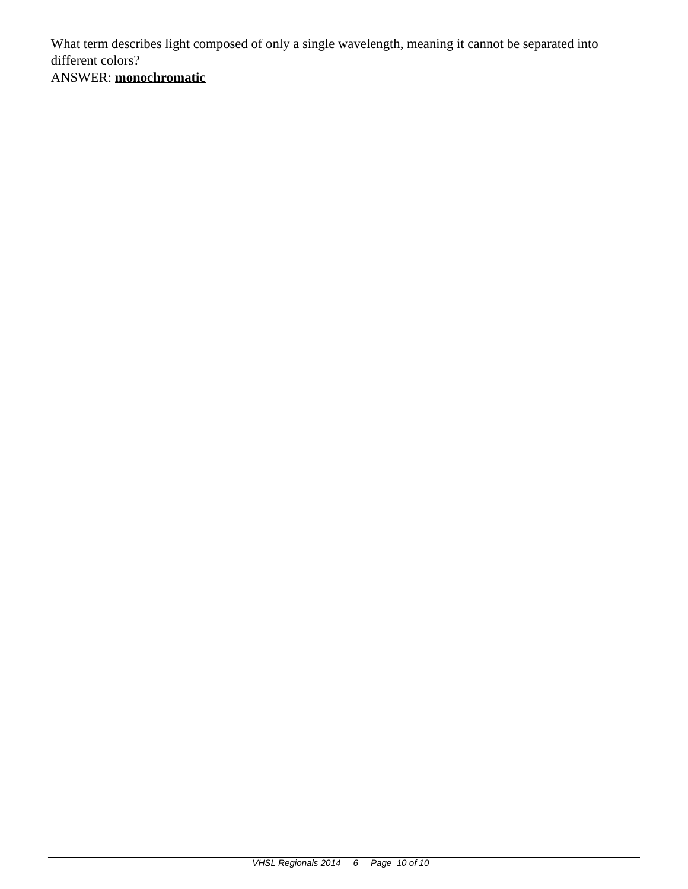What term describes light composed of only a single wavelength, meaning it cannot be separated into different colors?
ANSWER: **monochromatic**